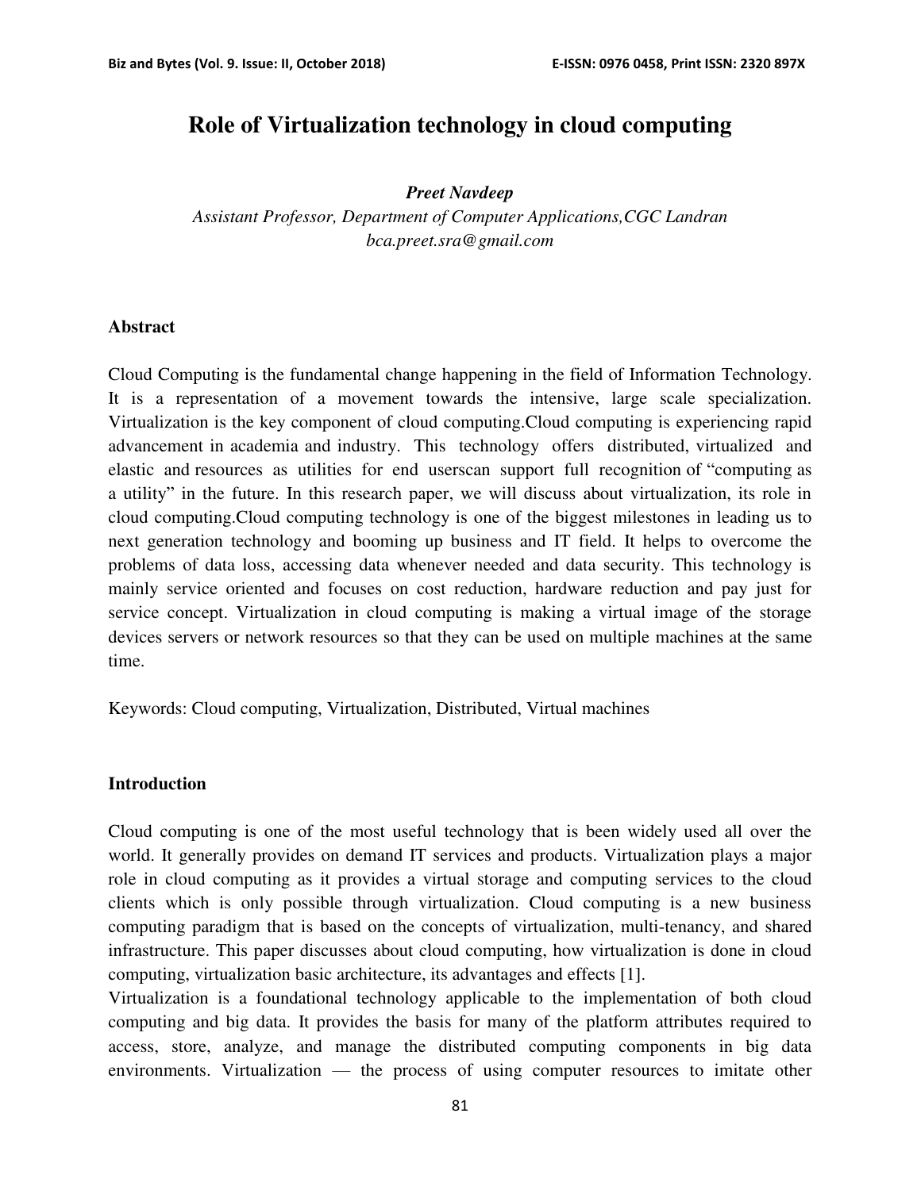# Role of Virtualization technology in cloud computing

***Preet Navdeep***

*Assistant Professor, Department of Computer Applications,CGC Landran*

*bca.preet.sra@gmail.com*

## Abstract

Cloud Computing is the fundamental change happening in the field of Information Technology. It is a representation of a movement towards the intensive, large scale specialization. Virtualization is the key component of cloud computing.Cloud computing is experiencing rapid advancement in academia and industry. This technology offers distributed, virtualized and elastic and resources as utilities for end userscan support full recognition of "computing as a utility" in the future. In this research paper, we will discuss about virtualization, its role in cloud computing.Cloud computing technology is one of the biggest milestones in leading us to next generation technology and booming up business and IT field. It helps to overcome the problems of data loss, accessing data whenever needed and data security. This technology is mainly service oriented and focuses on cost reduction, hardware reduction and pay just for service concept. Virtualization in cloud computing is making a virtual image of the storage devices servers or network resources so that they can be used on multiple machines at the same time.

Keywords: Cloud computing, Virtualization, Distributed, Virtual machines

## Introduction

Cloud computing is one of the most useful technology that is been widely used all over the world. It generally provides on demand IT services and products. Virtualization plays a major role in cloud computing as it provides a virtual storage and computing services to the cloud clients which is only possible through virtualization. Cloud computing is a new business computing paradigm that is based on the concepts of virtualization, multi-tenancy, and shared infrastructure. This paper discusses about cloud computing, how virtualization is done in cloud computing, virtualization basic architecture, its advantages and effects [1].

Virtualization is a foundational technology applicable to the implementation of both cloud computing and big data. It provides the basis for many of the platform attributes required to access, store, analyze, and manage the distributed computing components in big data environments. Virtualization — the process of using computer resources to imitate other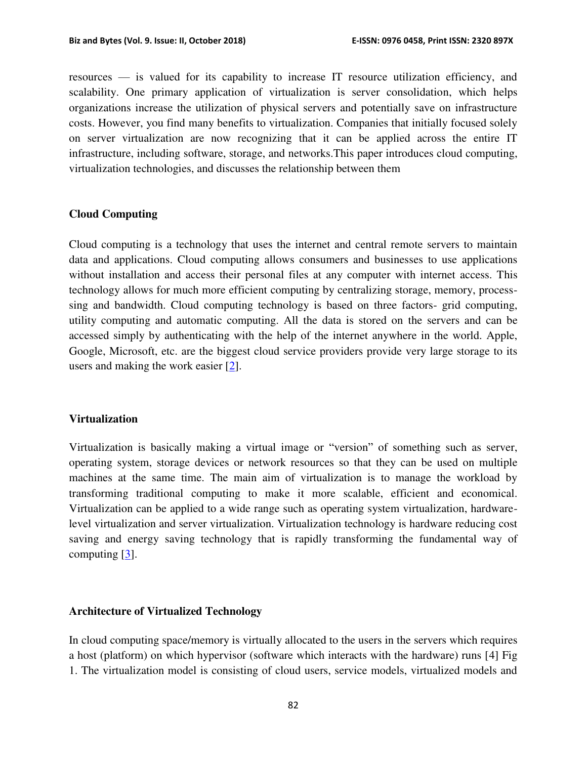resources — is valued for its capability to increase IT resource utilization efficiency, and scalability. One primary application of virtualization is server consolidation, which helps organizations increase the utilization of physical servers and potentially save on infrastructure costs. However, you find many benefits to virtualization. Companies that initially focused solely on server virtualization are now recognizing that it can be applied across the entire IT infrastructure, including software, storage, and networks.This paper introduces cloud computing, virtualization technologies, and discusses the relationship between them

### Cloud Computing

Cloud computing is a technology that uses the internet and central remote servers to maintain data and applications. Cloud computing allows consumers and businesses to use applications without installation and access their personal files at any computer with internet access. This technology allows for much more efficient computing by centralizing storage, memory, processsing and bandwidth. Cloud computing technology is based on three factors- grid computing, utility computing and automatic computing. All the data is stored on the servers and can be accessed simply by authenticating with the help of the internet anywhere in the world. Apple, Google, Microsoft, etc. are the biggest cloud service providers provide very large storage to its users and making the work easier [2].

### Virtualization

Virtualization is basically making a virtual image or "version" of something such as server, operating system, storage devices or network resources so that they can be used on multiple machines at the same time. The main aim of virtualization is to manage the workload by transforming traditional computing to make it more scalable, efficient and economical. Virtualization can be applied to a wide range such as operating system virtualization, hardware-level virtualization and server virtualization. Virtualization technology is hardware reducing cost saving and energy saving technology that is rapidly transforming the fundamental way of computing [3].

### Architecture of Virtualized Technology

In cloud computing space/memory is virtually allocated to the users in the servers which requires a host (platform) on which hypervisor (software which interacts with the hardware) runs [4] Fig 1. The virtualization model is consisting of cloud users, service models, virtualized models and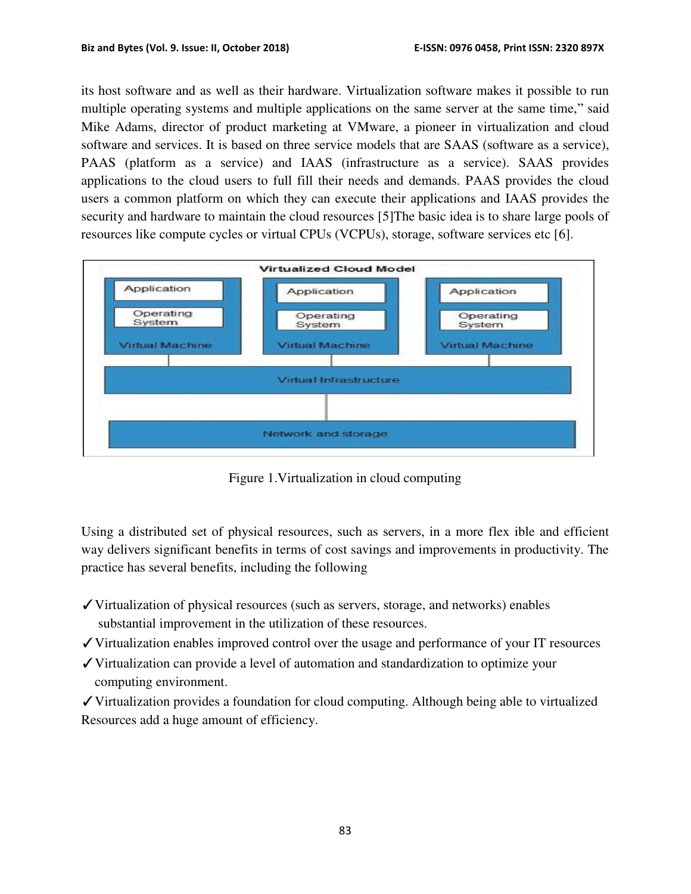its host software and as well as their hardware. Virtualization software makes it possible to run multiple operating systems and multiple applications on the same server at the same time," said Mike Adams, director of product marketing at VMware, a pioneer in virtualization and cloud software and services. It is based on three service models that are SAAS (software as a service), PAAS (platform as a service) and IAAS (infrastructure as a service). SAAS provides applications to the cloud users to full fill their needs and demands. PAAS provides the cloud users a common platform on which they can execute their applications and IAAS provides the security and hardware to maintain the cloud resources [5]The basic idea is to share large pools of resources like compute cycles or virtual CPUs (VCPUs), storage, software services etc [6].

Figure 1.Virtualization in cloud computing

Using a distributed set of physical resources, such as servers, in a more flex ible and efficient way delivers significant benefits in terms of cost savings and improvements in productivity. The practice has several benefits, including the following

- ✓Virtualization of physical resources (such as servers, storage, and networks) enables substantial improvement in the utilization of these resources.
- ✓Virtualization enables improved control over the usage and performance of your IT resources
- ✓Virtualization can provide a level of automation and standardization to optimize your computing environment.
- ✓Virtualization provides a foundation for cloud computing. Although being able to virtualized Resources add a huge amount of efficiency.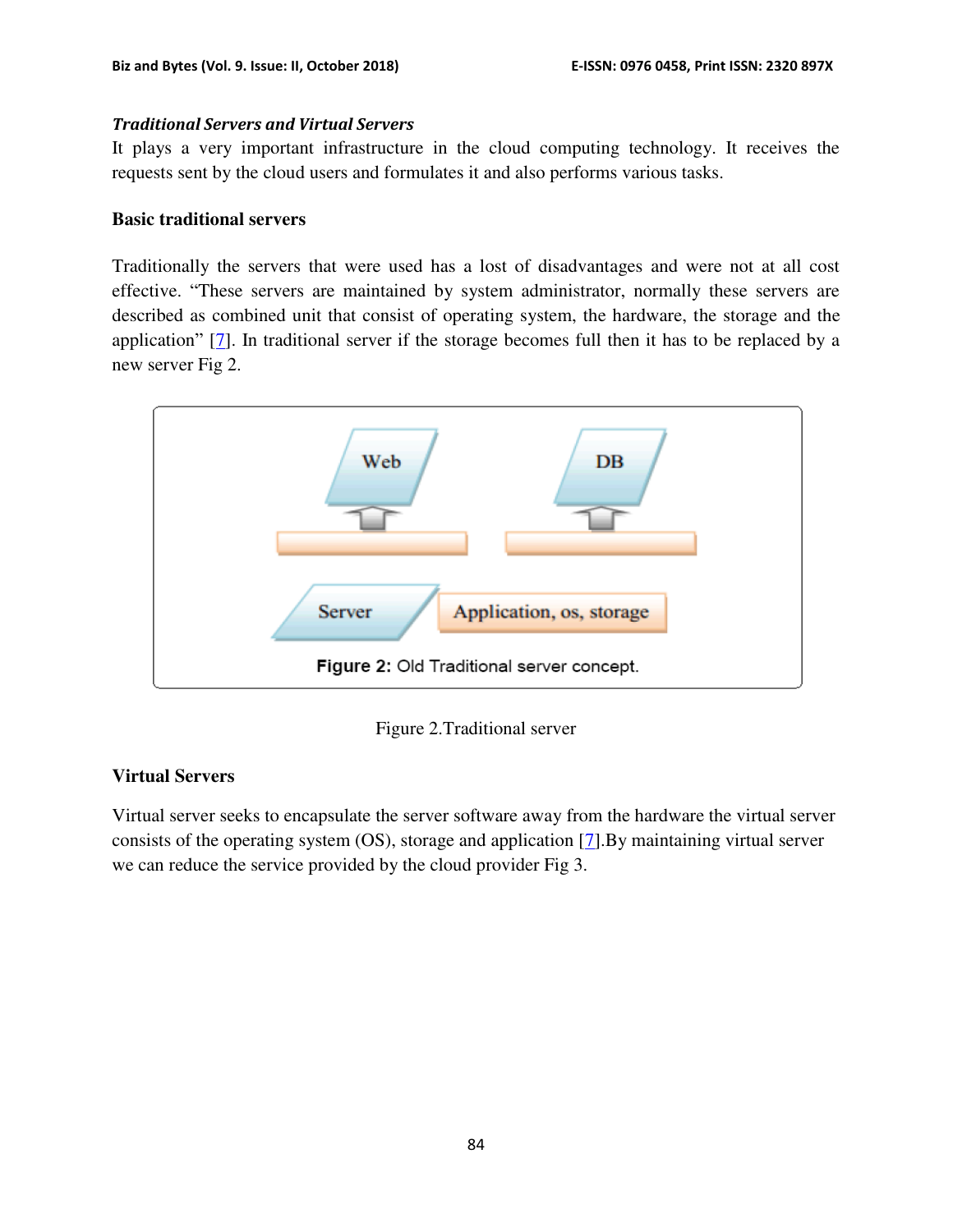***Traditional Servers and Virtual Servers***

It plays a very important infrastructure in the cloud computing technology. It receives the requests sent by the cloud users and formulates it and also performs various tasks.

**Basic traditional servers**

Traditionally the servers that were used has a lost of disadvantages and were not at all cost effective. "These servers are maintained by system administrator, normally these servers are described as combined unit that consist of operating system, the hardware, the storage and the application" [7]. In traditional server if the storage becomes full then it has to be replaced by a new server Fig 2.

Figure 2.Traditional server

**Virtual Servers**

Virtual server seeks to encapsulate the server software away from the hardware the virtual server consists of the operating system (OS), storage and application [7].By maintaining virtual server we can reduce the service provided by the cloud provider Fig 3.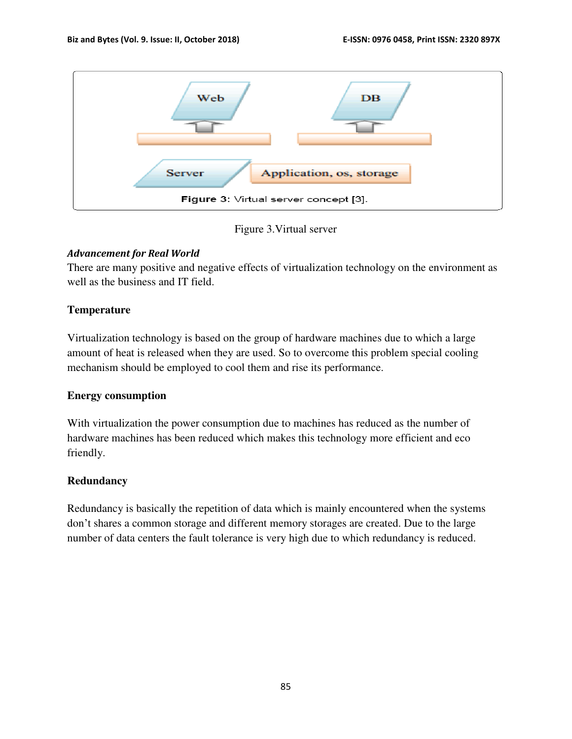Figure 3.Virtual server

*Advancement for Real World*

There are many positive and negative effects of virtualization technology on the environment as well as the business and IT field.

**Temperature**

Virtualization technology is based on the group of hardware machines due to which a large amount of heat is released when they are used. So to overcome this problem special cooling mechanism should be employed to cool them and rise its performance.

**Energy consumption**

With virtualization the power consumption due to machines has reduced as the number of hardware machines has been reduced which makes this technology more efficient and eco friendly.

**Redundancy**

Redundancy is basically the repetition of data which is mainly encountered when the systems don't shares a common storage and different memory storages are created. Due to the large number of data centers the fault tolerance is very high due to which redundancy is reduced.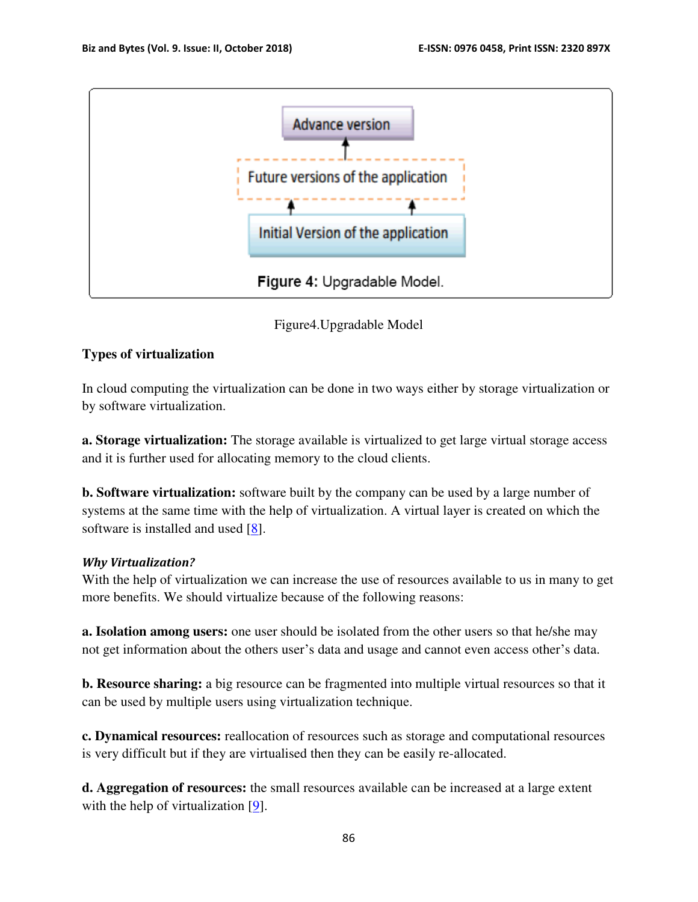Advance version

Future versions of the application

Initial Version of the application

**Figure 4:** Upgradable Model.

Figure4.Upgradable Model

**Types of virtualization**

In cloud computing the virtualization can be done in two ways either by storage virtualization or by software virtualization.

**a. Storage virtualization:** The storage available is virtualized to get large virtual storage access and it is further used for allocating memory to the cloud clients.

**b. Software virtualization:** software built by the company can be used by a large number of systems at the same time with the help of virtualization. A virtual layer is created on which the software is installed and used [8].

***Why Virtualization?***

With the help of virtualization we can increase the use of resources available to us in many to get more benefits. We should virtualize because of the following reasons:

**a. Isolation among users:** one user should be isolated from the other users so that he/she may not get information about the others user's data and usage and cannot even access other's data.

**b. Resource sharing:** a big resource can be fragmented into multiple virtual resources so that it can be used by multiple users using virtualization technique.

**c. Dynamical resources:** reallocation of resources such as storage and computational resources is very difficult but if they are virtualised then they can be easily re-allocated.

**d. Aggregation of resources:** the small resources available can be increased at a large extent with the help of virtualization [9].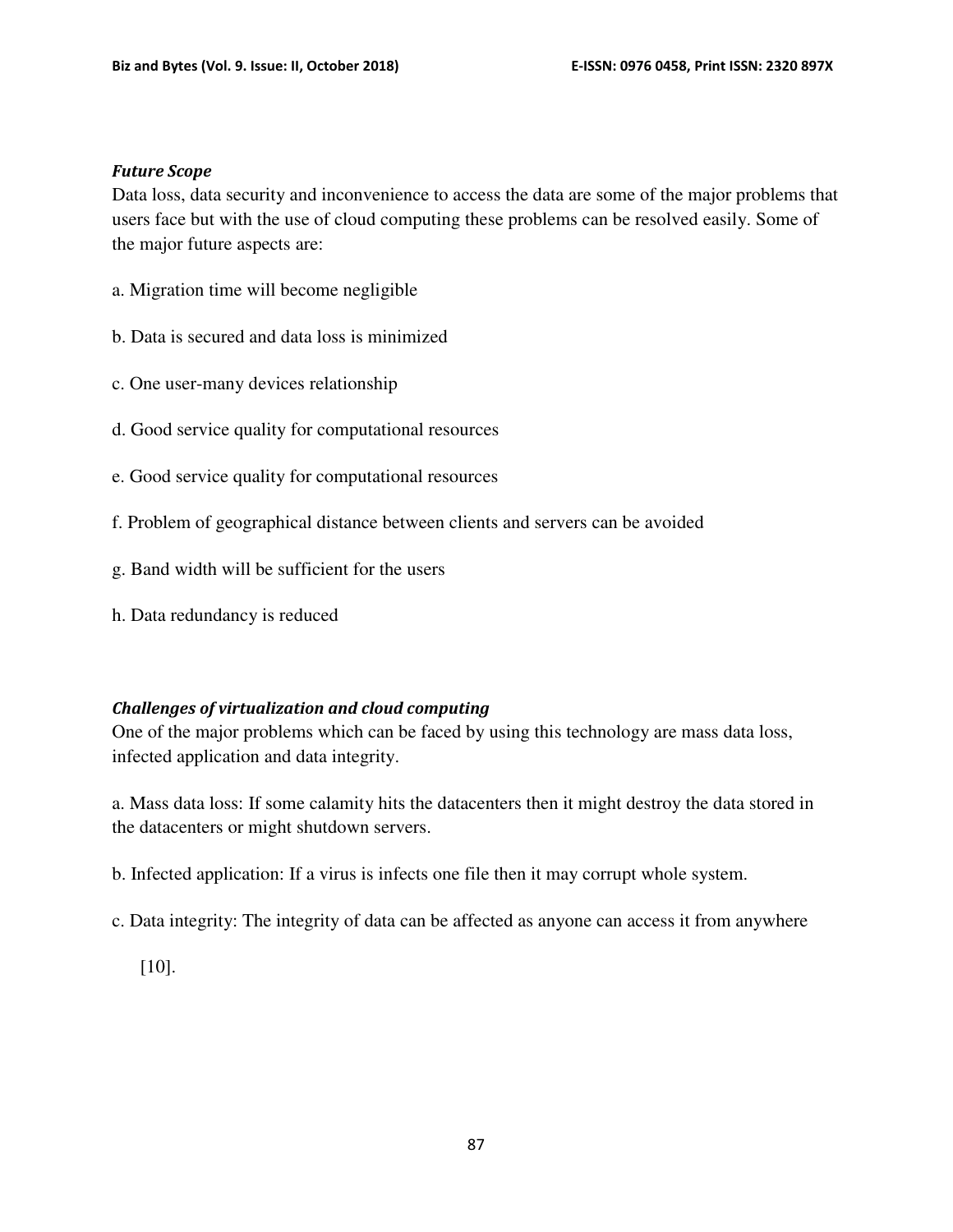***Future Scope***

Data loss, data security and inconvenience to access the data are some of the major problems that users face but with the use of cloud computing these problems can be resolved easily. Some of the major future aspects are:

a. Migration time will become negligible

b. Data is secured and data loss is minimized

c. One user-many devices relationship

d. Good service quality for computational resources

e. Good service quality for computational resources

f. Problem of geographical distance between clients and servers can be avoided

g. Band width will be sufficient for the users

h. Data redundancy is reduced

***Challenges of virtualization and cloud computing***

One of the major problems which can be faced by using this technology are mass data loss, infected application and data integrity.

a. Mass data loss: If some calamity hits the datacenters then it might destroy the data stored in the datacenters or might shutdown servers.

b. Infected application: If a virus is infects one file then it may corrupt whole system.

c. Data integrity: The integrity of data can be affected as anyone can access it from anywhere [10].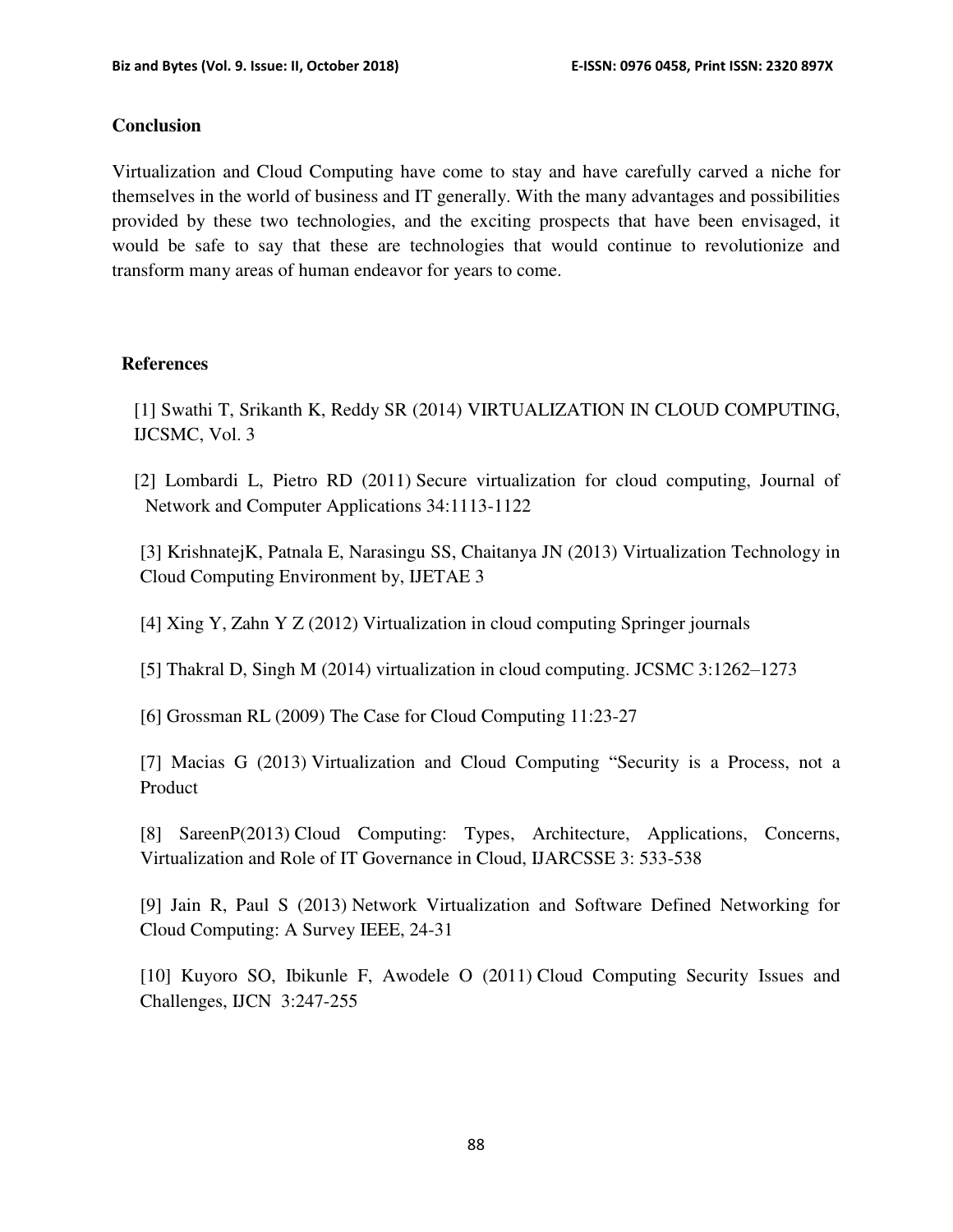## Conclusion

Virtualization and Cloud Computing have come to stay and have carefully carved a niche for themselves in the world of business and IT generally. With the many advantages and possibilities provided by these two technologies, and the exciting prospects that have been envisaged, it would be safe to say that these are technologies that would continue to revolutionize and transform many areas of human endeavor for years to come.

## References

[1] Swathi T, Srikanth K, Reddy SR (2014) VIRTUALIZATION IN CLOUD COMPUTING, IJCSMC, Vol. 3

[2] Lombardi L, Pietro RD (2011) Secure virtualization for cloud computing, Journal of Network and Computer Applications 34:1113-1122

[3] KrishnatejK, Patnala E, Narasingu SS, Chaitanya JN (2013) Virtualization Technology in Cloud Computing Environment by, IJETAE 3

[4] Xing Y, Zahn Y Z (2012) Virtualization in cloud computing Springer journals

[5] Thakral D, Singh M (2014) virtualization in cloud computing. JCSMC 3:1262–1273

[6] Grossman RL (2009) The Case for Cloud Computing 11:23-27

[7] Macias G (2013) Virtualization and Cloud Computing "Security is a Process, not a Product

[8] SareenP(2013) Cloud Computing: Types, Architecture, Applications, Concerns, Virtualization and Role of IT Governance in Cloud, IJARCSSE 3: 533-538

[9] Jain R, Paul S (2013) Network Virtualization and Software Defined Networking for Cloud Computing: A Survey IEEE, 24-31

[10] Kuyoro SO, Ibikunle F, Awodele O (2011) Cloud Computing Security Issues and Challenges, IJCN 3:247-255